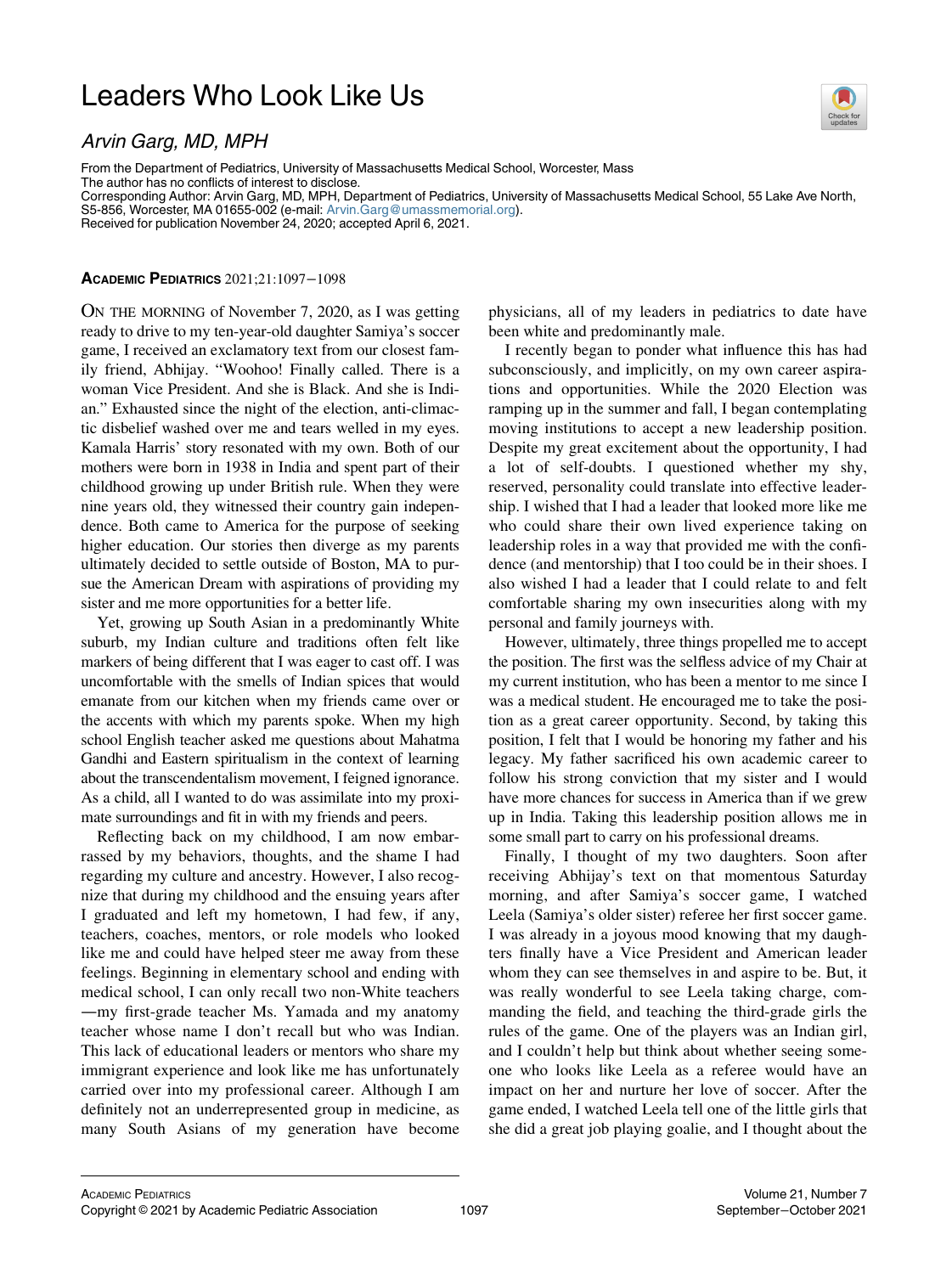# Leaders Who Look Like Us

*Arvin Garg, MD, MPH*

From the Department of Pediatrics, University of Massachusetts Medical School, Worcester, Mass
The author has no conflicts of interest to disclose.
Corresponding Author: Arvin Garg, MD, MPH, Department of Pediatrics, University of Massachusetts Medical School, 55 Lake Ave North, S5-856, Worcester, MA 01655-002 (e-mail: Arvin.Garg@umassmemorial.org).
Received for publication November 24, 2020; accepted April 6, 2021.

**Academic Pediatrics** 2021;21:1097−1098

On the morning of November 7, 2020, as I was getting ready to drive to my ten-year-old daughter Samiya's soccer game, I received an exclamatory text from our closest family friend, Abhijay. "Woohoo! Finally called. There is a woman Vice President. And she is Black. And she is Indian." Exhausted since the night of the election, anti-climactic disbelief washed over me and tears welled in my eyes. Kamala Harris' story resonated with my own. Both of our mothers were born in 1938 in India and spent part of their childhood growing up under British rule. When they were nine years old, they witnessed their country gain independence. Both came to America for the purpose of seeking higher education. Our stories then diverge as my parents ultimately decided to settle outside of Boston, MA to pursue the American Dream with aspirations of providing my sister and me more opportunities for a better life.

Yet, growing up South Asian in a predominantly White suburb, my Indian culture and traditions often felt like markers of being different that I was eager to cast off. I was uncomfortable with the smells of Indian spices that would emanate from our kitchen when my friends came over or the accents with which my parents spoke. When my high school English teacher asked me questions about Mahatma Gandhi and Eastern spiritualism in the context of learning about the transcendentalism movement, I feigned ignorance. As a child, all I wanted to do was assimilate into my proximate surroundings and fit in with my friends and peers.

Reflecting back on my childhood, I am now embarrassed by my behaviors, thoughts, and the shame I had regarding my culture and ancestry. However, I also recognize that during my childhood and the ensuing years after I graduated and left my hometown, I had few, if any, teachers, coaches, mentors, or role models who looked like me and could have helped steer me away from these feelings. Beginning in elementary school and ending with medical school, I can only recall two non-White teachers—my first-grade teacher Ms. Yamada and my anatomy teacher whose name I don't recall but who was Indian. This lack of educational leaders or mentors who share my immigrant experience and look like me has unfortunately carried over into my professional career. Although I am definitely not an underrepresented group in medicine, as many South Asians of my generation have become physicians, all of my leaders in pediatrics to date have been white and predominantly male.

I recently began to ponder what influence this has had subconsciously, and implicitly, on my own career aspirations and opportunities. While the 2020 Election was ramping up in the summer and fall, I began contemplating moving institutions to accept a new leadership position. Despite my great excitement about the opportunity, I had a lot of self-doubts. I questioned whether my shy, reserved, personality could translate into effective leadership. I wished that I had a leader that looked more like me who could share their own lived experience taking on leadership roles in a way that provided me with the confidence (and mentorship) that I too could be in their shoes. I also wished I had a leader that I could relate to and felt comfortable sharing my own insecurities along with my personal and family journeys with.

However, ultimately, three things propelled me to accept the position. The first was the selfless advice of my Chair at my current institution, who has been a mentor to me since I was a medical student. He encouraged me to take the position as a great career opportunity. Second, by taking this position, I felt that I would be honoring my father and his legacy. My father sacrificed his own academic career to follow his strong conviction that my sister and I would have more chances for success in America than if we grew up in India. Taking this leadership position allows me in some small part to carry on his professional dreams.

Finally, I thought of my two daughters. Soon after receiving Abhijay's text on that momentous Saturday morning, and after Samiya's soccer game, I watched Leela (Samiya's older sister) referee her first soccer game. I was already in a joyous mood knowing that my daughters finally have a Vice President and American leader whom they can see themselves in and aspire to be. But, it was really wonderful to see Leela taking charge, commanding the field, and teaching the third-grade girls the rules of the game. One of the players was an Indian girl, and I couldn't help but think about whether seeing someone who looks like Leela as a referee would have an impact on her and nurture her love of soccer. After the game ended, I watched Leela tell one of the little girls that she did a great job playing goalie, and I thought about the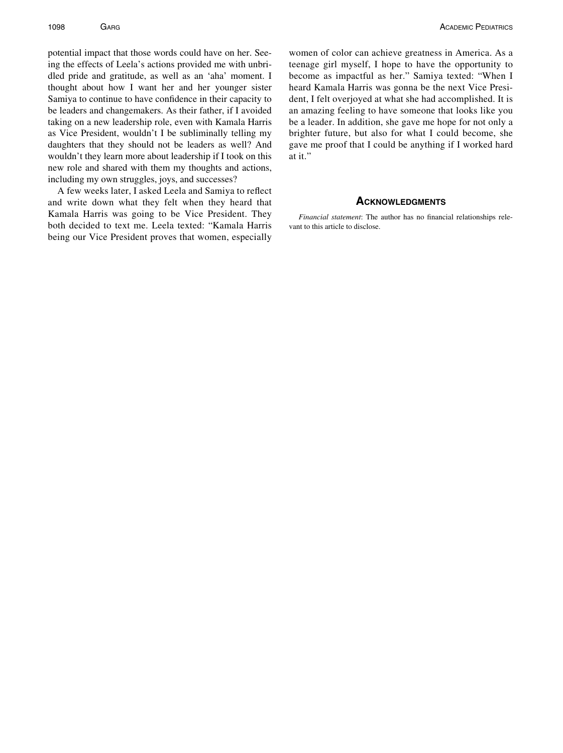potential impact that those words could have on her. Seeing the effects of Leela's actions provided me with unbridled pride and gratitude, as well as an 'aha' moment. I thought about how I want her and her younger sister Samiya to continue to have confidence in their capacity to be leaders and changemakers. As their father, if I avoided taking on a new leadership role, even with Kamala Harris as Vice President, wouldn't I be subliminally telling my daughters that they should not be leaders as well? And wouldn't they learn more about leadership if I took on this new role and shared with them my thoughts and actions, including my own struggles, joys, and successes?

A few weeks later, I asked Leela and Samiya to reflect and write down what they felt when they heard that Kamala Harris was going to be Vice President. They both decided to text me. Leela texted: "Kamala Harris being our Vice President proves that women, especially women of color can achieve greatness in America. As a teenage girl myself, I hope to have the opportunity to become as impactful as her." Samiya texted: "When I heard Kamala Harris was gonna be the next Vice President, I felt overjoyed at what she had accomplished. It is an amazing feeling to have someone that looks like you be a leader. In addition, she gave me hope for not only a brighter future, but also for what I could become, she gave me proof that I could be anything if I worked hard at it."

## Acknowledgments

*Financial statement*: The author has no financial relationships relevant to this article to disclose.